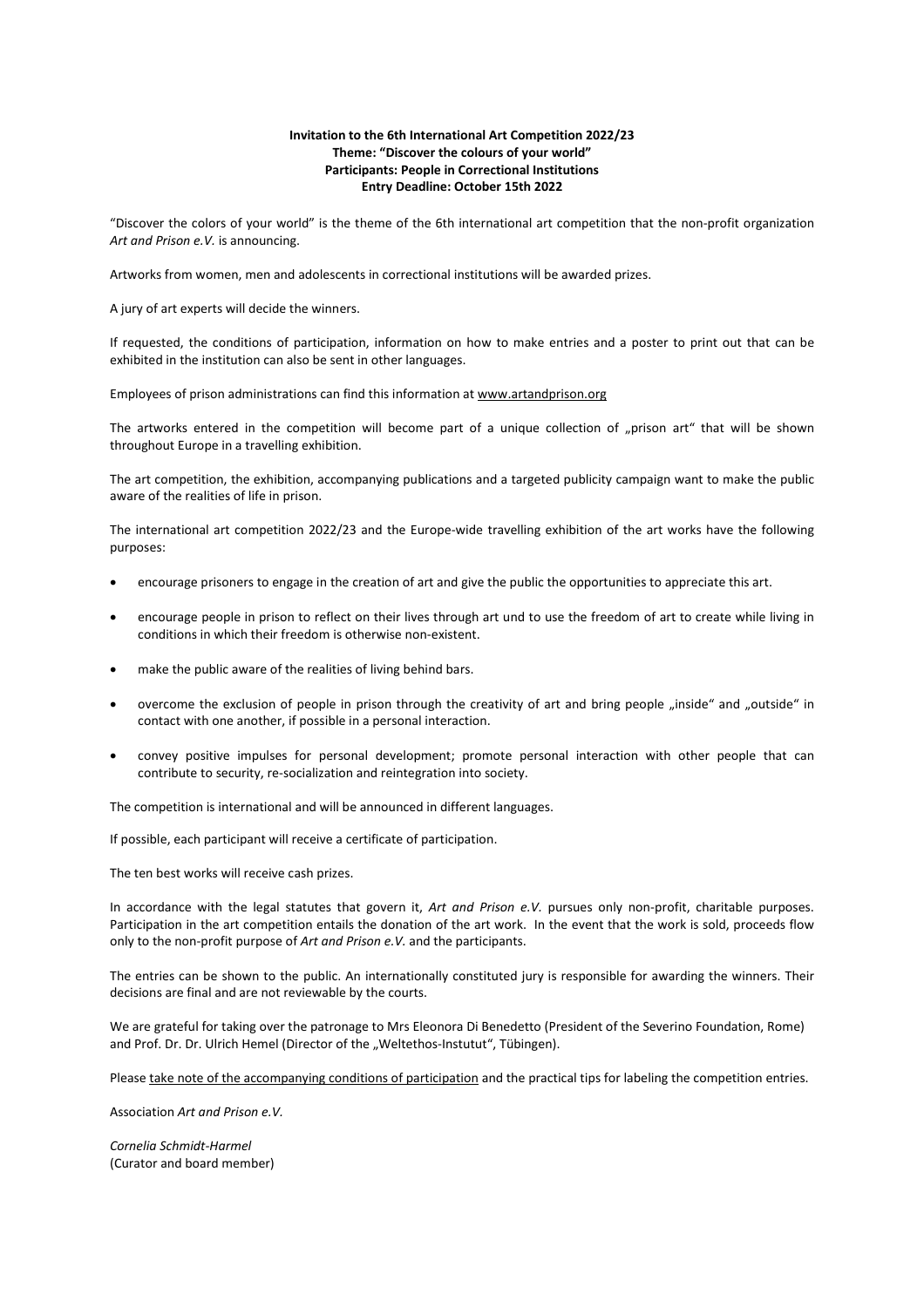**Invitation to the 6th International Art Competition 2022/23**
**Theme: "Discover the colours of your world"**
**Participants: People in Correctional Institutions**
**Entry Deadline: October 15th 2022**

"Discover the colors of your world" is the theme of the 6th international art competition that the non-profit organization *Art and Prison e.V.* is announcing.

Artworks from women, men and adolescents in correctional institutions will be awarded prizes.

A jury of art experts will decide the winners.

If requested, the conditions of participation, information on how to make entries and a poster to print out that can be exhibited in the institution can also be sent in other languages.

Employees of prison administrations can find this information at www.artandprison.org

The artworks entered in the competition will become part of a unique collection of „prison art" that will be shown throughout Europe in a travelling exhibition.

The art competition, the exhibition, accompanying publications and a targeted publicity campaign want to make the public aware of the realities of life in prison.

The international art competition 2022/23 and the Europe-wide travelling exhibition of the art works have the following purposes:

- encourage prisoners to engage in the creation of art and give the public the opportunities to appreciate this art.
- encourage people in prison to reflect on their lives through art und to use the freedom of art to create while living in conditions in which their freedom is otherwise non-existent.
- make the public aware of the realities of living behind bars.
- overcome the exclusion of people in prison through the creativity of art and bring people „inside" and „outside" in contact with one another, if possible in a personal interaction.
- convey positive impulses for personal development; promote personal interaction with other people that can contribute to security, re-socialization and reintegration into society.

The competition is international and will be announced in different languages.

If possible, each participant will receive a certificate of participation.

The ten best works will receive cash prizes.

In accordance with the legal statutes that govern it, *Art and Prison e.V.* pursues only non-profit, charitable purposes. Participation in the art competition entails the donation of the art work. In the event that the work is sold, proceeds flow only to the non-profit purpose of *Art and Prison e.V.* and the participants.

The entries can be shown to the public. An internationally constituted jury is responsible for awarding the winners. Their decisions are final and are not reviewable by the courts.

We are grateful for taking over the patronage to Mrs Eleonora Di Benedetto (President of the Severino Foundation, Rome) and Prof. Dr. Dr. Ulrich Hemel (Director of the „Weltethos-Instutut", Tübingen).

Please take note of the accompanying conditions of participation and the practical tips for labeling the competition entries.

Association *Art and Prison e.V.*

*Cornelia Schmidt-Harmel*
(Curator and board member)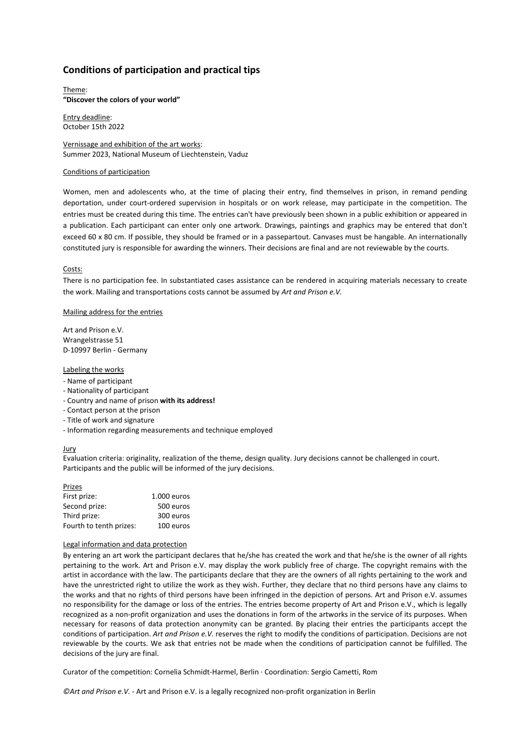## Conditions of participation and practical tips

Theme:
**"Discover the colors of your world"**

Entry deadline:
October 15th 2022

Vernissage and exhibition of the art works:
Summer 2023, National Museum of Liechtenstein, Vaduz

Conditions of participation

Women, men and adolescents who, at the time of placing their entry, find themselves in prison, in remand pending deportation, under court-ordered supervision in hospitals or on work release, may participate in the competition. The entries must be created during this time. The entries can't have previously been shown in a public exhibition or appeared in a publication. Each participant can enter only one artwork. Drawings, paintings and graphics may be entered that don't exceed 60 x 80 cm. If possible, they should be framed or in a passepartout. Canvases must be hangable. An internationally constituted jury is responsible for awarding the winners. Their decisions are final and are not reviewable by the courts.

Costs:
There is no participation fee. In substantiated cases assistance can be rendered in acquiring materials necessary to create the work. Mailing and transportations costs cannot be assumed by *Art and Prison e.V.*

Mailing address for the entries

Art and Prison e.V.
Wrangelstrasse 51
D-10997 Berlin - Germany

Labeling the works

- Name of participant
- Nationality of participant
- Country and name of prison **with its address!**
- Contact person at the prison
- Title of work and signature
- Information regarding measurements and technique employed

Jury
Evaluation criteria: originality, realization of the theme, design quality. Jury decisions cannot be challenged in court. Participants and the public will be informed of the jury decisions.

Prizes

| | |
|---|---|
| First prize: | 1.000 euros |
| Second prize: | 500 euros |
| Third prize: | 300 euros |
| Fourth to tenth prizes: | 100 euros |

Legal information and data protection
By entering an art work the participant declares that he/she has created the work and that he/she is the owner of all rights pertaining to the work. Art and Prison e.V. may display the work publicly free of charge. The copyright remains with the artist in accordance with the law. The participants declare that they are the owners of all rights pertaining to the work and have the unrestricted right to utilize the work as they wish. Further, they declare that no third persons have any claims to the works and that no rights of third persons have been infringed in the depiction of persons. Art and Prison e.V. assumes no responsibility for the damage or loss of the entries. The entries become property of Art and Prison e.V., which is legally recognized as a non-profit organization and uses the donations in form of the artworks in the service of its purposes. When necessary for reasons of data protection anonymity can be granted. By placing their entries the participants accept the conditions of participation. *Art and Prison e.V.* reserves the right to modify the conditions of participation. Decisions are not reviewable by the courts. We ask that entries not be made when the conditions of participation cannot be fulfilled. The decisions of the jury are final.

Curator of the competition: Cornelia Schmidt-Harmel, Berlin · Coordination: Sergio Cametti, Rom

*©Art and Prison e.V.* - Art and Prison e.V. is a legally recognized non-profit organization in Berlin